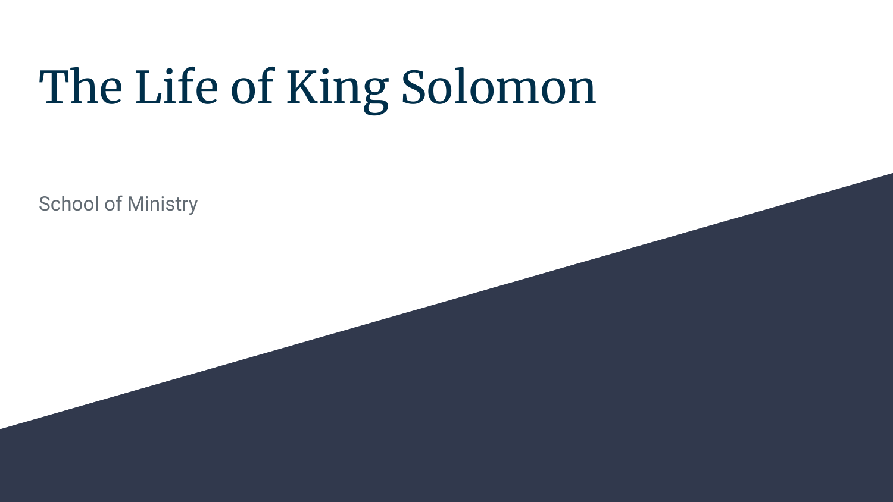# The Life of King Solomon

School of Ministry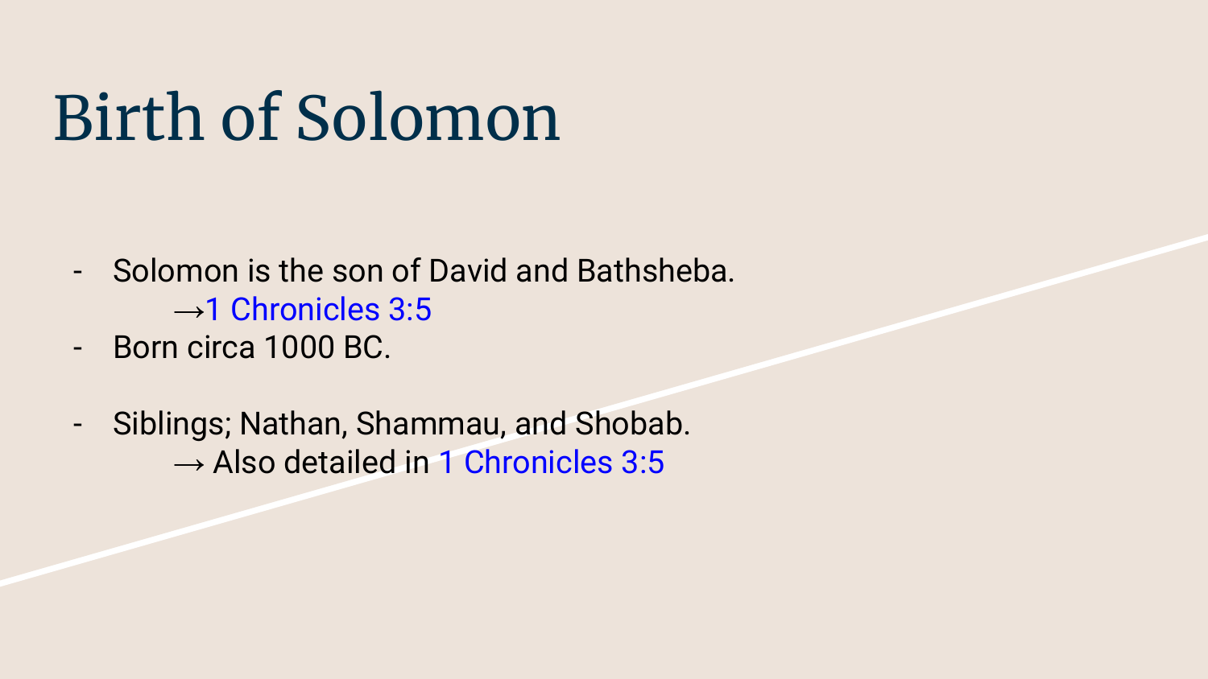# Birth of Solomon

- Solomon is the son of David and Bathsheba.
  →1 Chronicles 3:5
- Born circa 1000 BC.

- Siblings; Nathan, Shammau, and Shobab.
  → Also detailed in 1 Chronicles 3:5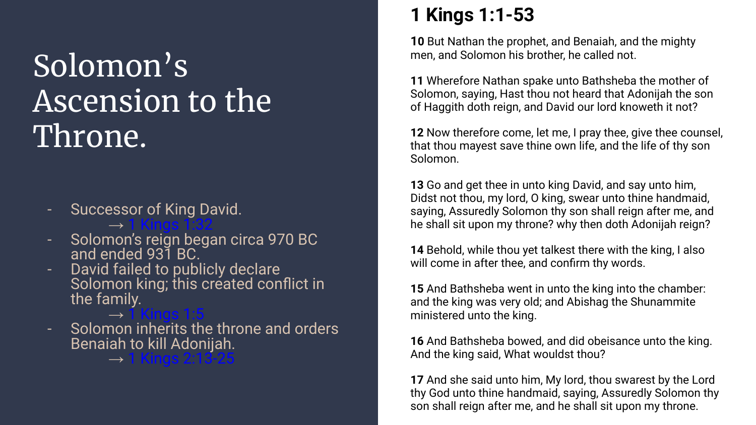# Solomon's Ascension to the Throne.

- Successor of King David.
  → 1 Kings 1:32
- Solomon's reign began circa 970 BC and ended 931 BC.
- David failed to publicly declare Solomon king; this created conflict in the family.
  → 1 Kings 1:5
- Solomon inherits the throne and orders Benaiah to kill Adonijah.
  → 1 Kings 2:13-25

## 1 Kings 1:1-53

**10** But Nathan the prophet, and Benaiah, and the mighty men, and Solomon his brother, he called not.

**11** Wherefore Nathan spake unto Bathsheba the mother of Solomon, saying, Hast thou not heard that Adonijah the son of Haggith doth reign, and David our lord knoweth it not?

**12** Now therefore come, let me, I pray thee, give thee counsel, that thou mayest save thine own life, and the life of thy son Solomon.

**13** Go and get thee in unto king David, and say unto him, Didst not thou, my lord, O king, swear unto thine handmaid, saying, Assuredly Solomon thy son shall reign after me, and he shall sit upon my throne? why then doth Adonijah reign?

**14** Behold, while thou yet talkest there with the king, I also will come in after thee, and confirm thy words.

**15** And Bathsheba went in unto the king into the chamber: and the king was very old; and Abishag the Shunammite ministered unto the king.

**16** And Bathsheba bowed, and did obeisance unto the king. And the king said, What wouldst thou?

**17** And she said unto him, My lord, thou swarest by the Lord thy God unto thine handmaid, saying, Assuredly Solomon thy son shall reign after me, and he shall sit upon my throne.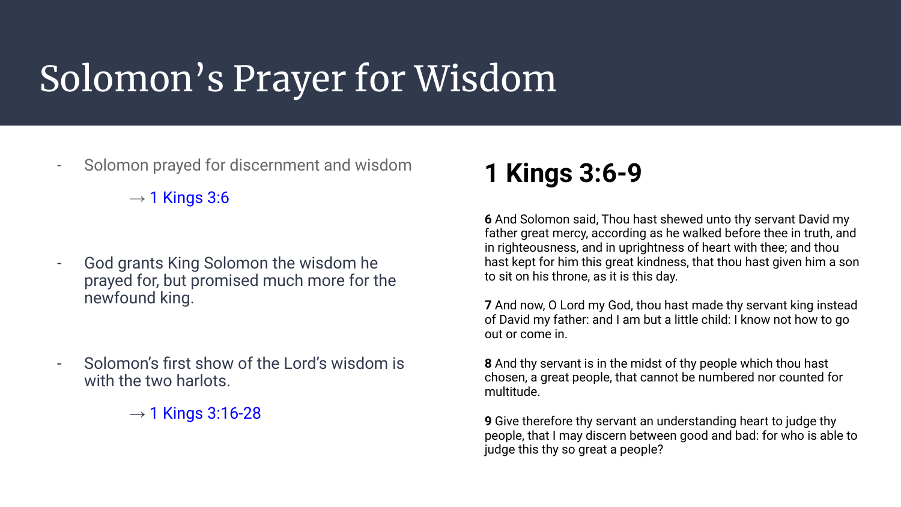# Solomon's Prayer for Wisdom

- Solomon prayed for discernment and wisdom

  → 1 Kings 3:6

- God grants King Solomon the wisdom he prayed for, but promised much more for the newfound king.

- Solomon's first show of the Lord's wisdom is with the two harlots.

  → 1 Kings 3:16-28

## 1 Kings 3:6-9

**6** And Solomon said, Thou hast shewed unto thy servant David my father great mercy, according as he walked before thee in truth, and in righteousness, and in uprightness of heart with thee; and thou hast kept for him this great kindness, that thou hast given him a son to sit on his throne, as it is this day.

**7** And now, O Lord my God, thou hast made thy servant king instead of David my father: and I am but a little child: I know not how to go out or come in.

**8** And thy servant is in the midst of thy people which thou hast chosen, a great people, that cannot be numbered nor counted for multitude.

**9** Give therefore thy servant an understanding heart to judge thy people, that I may discern between good and bad: for who is able to judge this thy so great a people?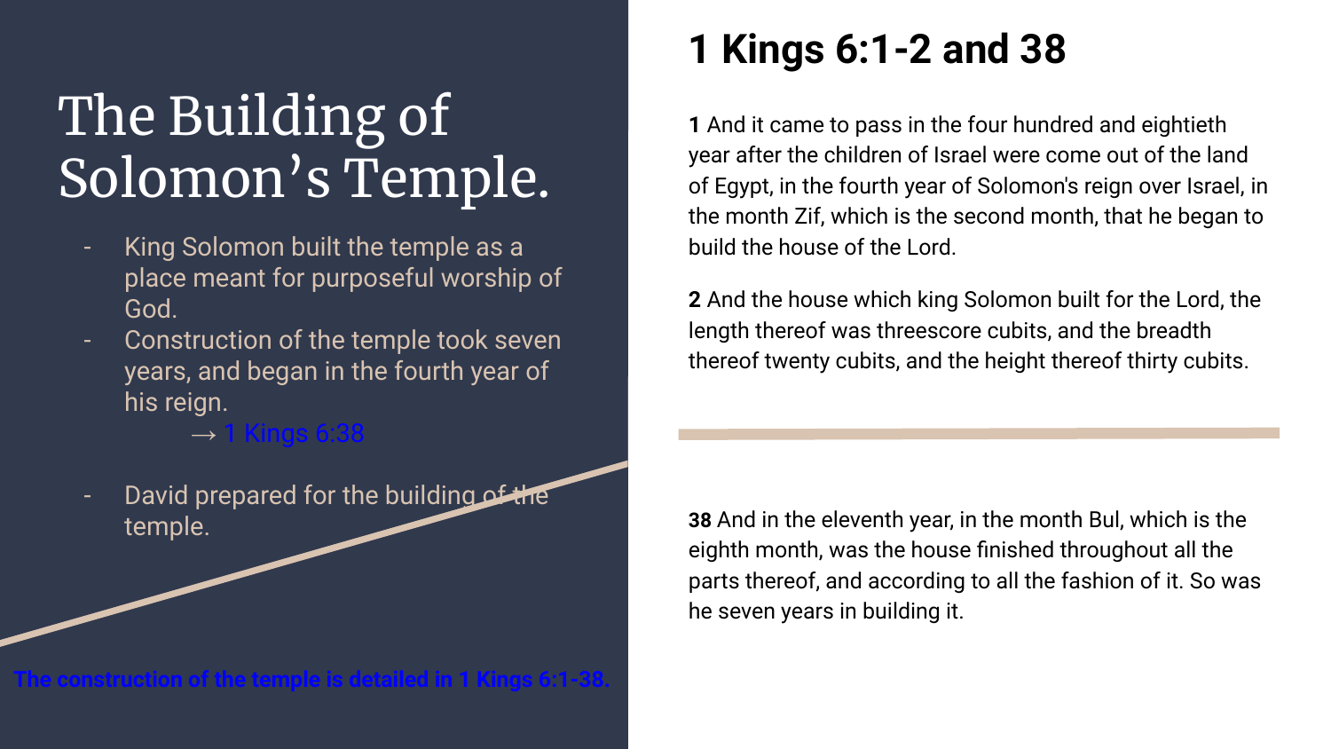# The Building of Solomon's Temple.

- King Solomon built the temple as a place meant for purposeful worship of God.
- Construction of the temple took seven years, and began in the fourth year of his reign.
  → 1 Kings 6:38
- David prepared for the building of the temple.

**The construction of the temple is detailed in 1 Kings 6:1-38.**

## 1 Kings 6:1-2 and 38

**1** And it came to pass in the four hundred and eightieth year after the children of Israel were come out of the land of Egypt, in the fourth year of Solomon's reign over Israel, in the month Zif, which is the second month, that he began to build the house of the Lord.

**2** And the house which king Solomon built for the Lord, the length thereof was threescore cubits, and the breadth thereof twenty cubits, and the height thereof thirty cubits.

**38** And in the eleventh year, in the month Bul, which is the eighth month, was the house finished throughout all the parts thereof, and according to all the fashion of it. So was he seven years in building it.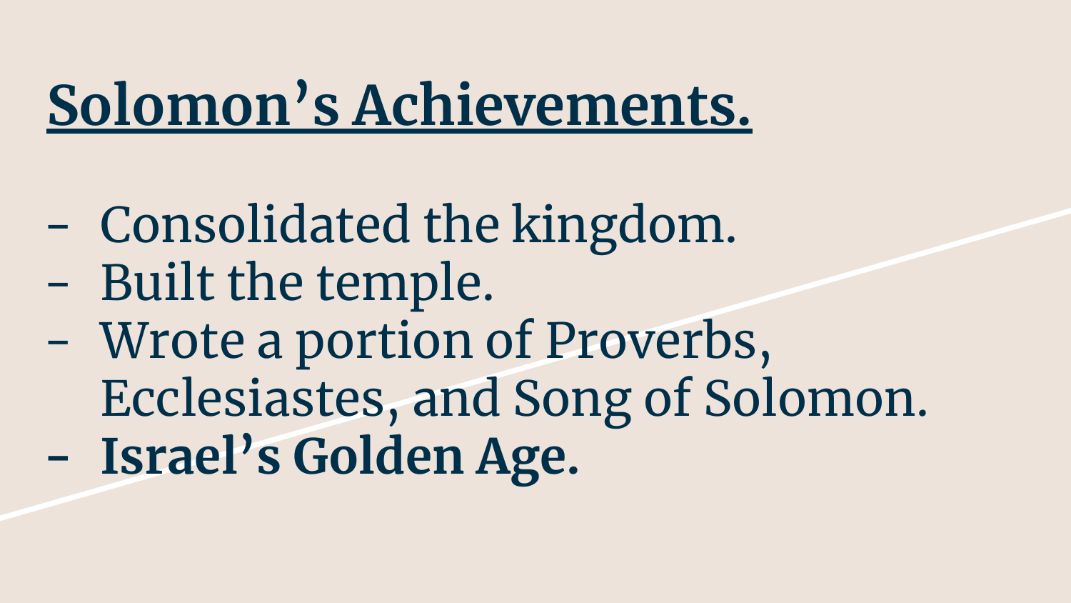# <u>Solomon's Achievements.</u>

- Consolidated the kingdom.
- Built the temple.
- Wrote a portion of Proverbs, Ecclesiastes, and Song of Solomon.
- **Israel's Golden Age.**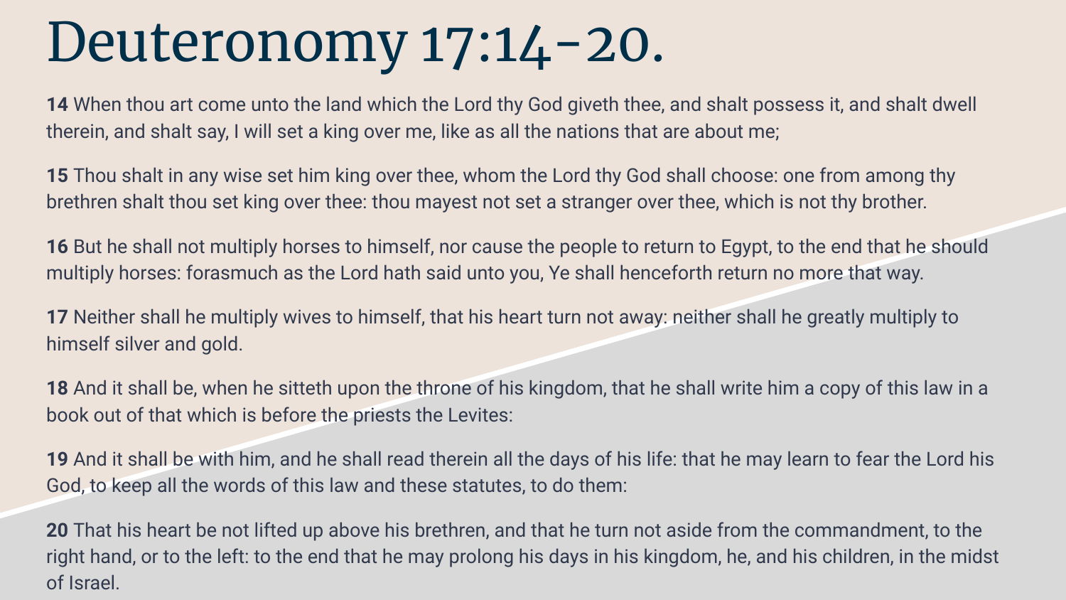# Deuteronomy 17:14-20.

**14** When thou art come unto the land which the Lord thy God giveth thee, and shalt possess it, and shalt dwell therein, and shalt say, I will set a king over me, like as all the nations that are about me;

**15** Thou shalt in any wise set him king over thee, whom the Lord thy God shall choose: one from among thy brethren shalt thou set king over thee: thou mayest not set a stranger over thee, which is not thy brother.

**16** But he shall not multiply horses to himself, nor cause the people to return to Egypt, to the end that he should multiply horses: forasmuch as the Lord hath said unto you, Ye shall henceforth return no more that way.

**17** Neither shall he multiply wives to himself, that his heart turn not away: neither shall he greatly multiply to himself silver and gold.

**18** And it shall be, when he sitteth upon the throne of his kingdom, that he shall write him a copy of this law in a book out of that which is before the priests the Levites:

**19** And it shall be with him, and he shall read therein all the days of his life: that he may learn to fear the Lord his God, to keep all the words of this law and these statutes, to do them:

**20** That his heart be not lifted up above his brethren, and that he turn not aside from the commandment, to the right hand, or to the left: to the end that he may prolong his days in his kingdom, he, and his children, in the midst of Israel.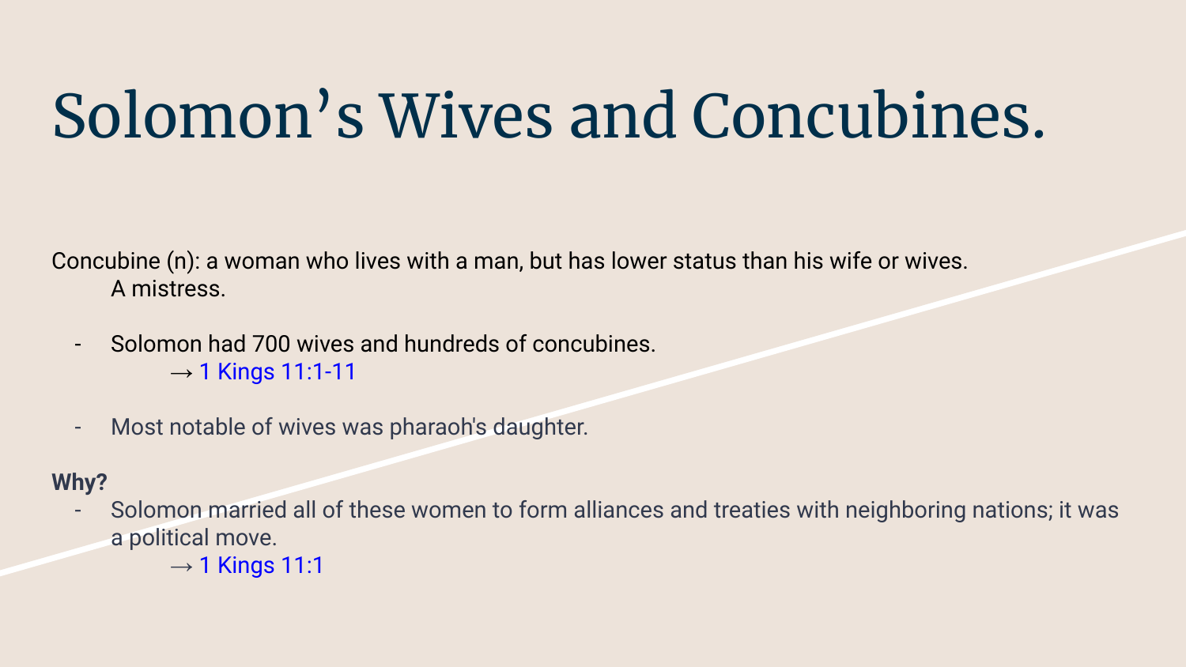# Solomon’s Wives and Concubines.

Concubine (n): a woman who lives with a man, but has lower status than his wife or wives.
A mistress.

- Solomon had 700 wives and hundreds of concubines.
  → 1 Kings 11:1-11

- Most notable of wives was pharaoh's daughter.

**Why?**

- Solomon married all of these women to form alliances and treaties with neighboring nations; it was a political move.
  → 1 Kings 11:1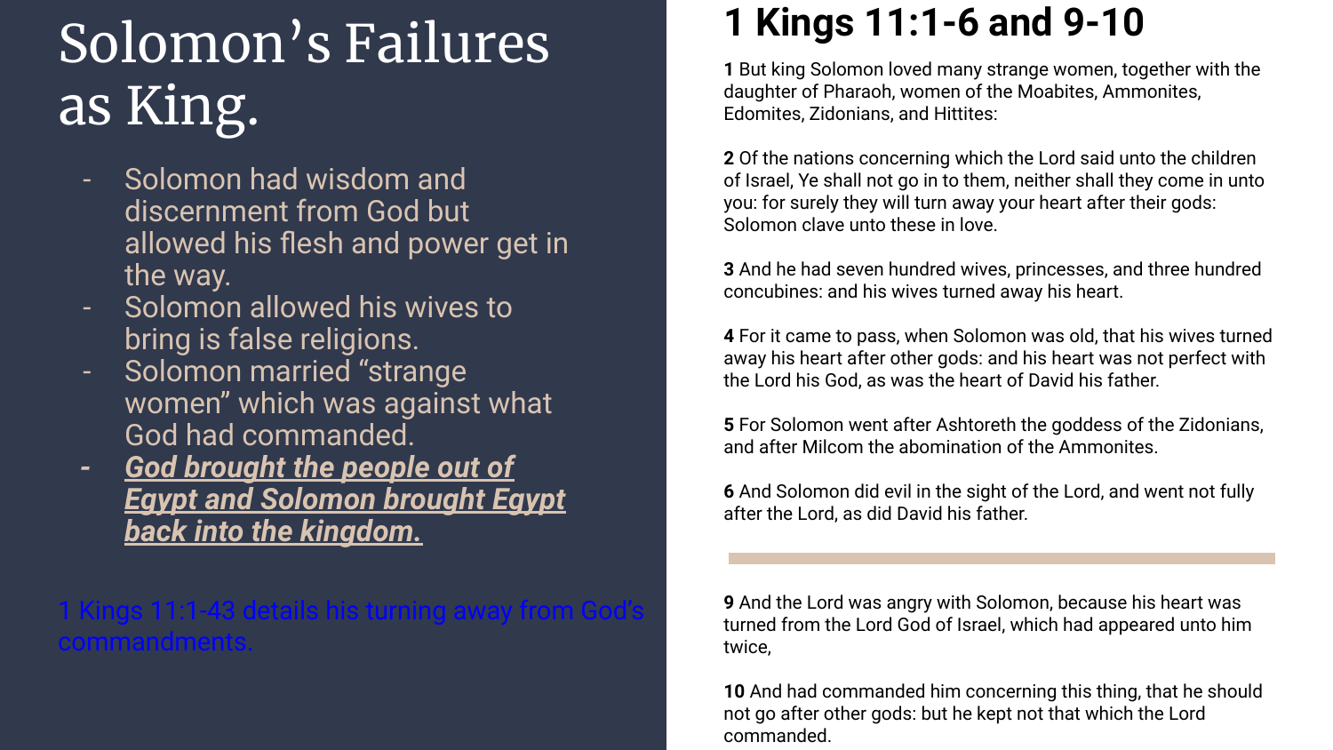# Solomon's Failures as King.

- Solomon had wisdom and discernment from God but allowed his flesh and power get in the way.
- Solomon allowed his wives to bring is false religions.
- Solomon married "strange women" which was against what God had commanded.
- ***God brought the people out of Egypt and Solomon brought Egypt back into the kingdom.***

1 Kings 11:1-43 details his turning away from God's commandments.

## 1 Kings 11:1-6 and 9-10

**1** But king Solomon loved many strange women, together with the daughter of Pharaoh, women of the Moabites, Ammonites, Edomites, Zidonians, and Hittites:

**2** Of the nations concerning which the Lord said unto the children of Israel, Ye shall not go in to them, neither shall they come in unto you: for surely they will turn away your heart after their gods: Solomon clave unto these in love.

**3** And he had seven hundred wives, princesses, and three hundred concubines: and his wives turned away his heart.

**4** For it came to pass, when Solomon was old, that his wives turned away his heart after other gods: and his heart was not perfect with the Lord his God, as was the heart of David his father.

**5** For Solomon went after Ashtoreth the goddess of the Zidonians, and after Milcom the abomination of the Ammonites.

**6** And Solomon did evil in the sight of the Lord, and went not fully after the Lord, as did David his father.

---

**9** And the Lord was angry with Solomon, because his heart was turned from the Lord God of Israel, which had appeared unto him twice,

**10** And had commanded him concerning this thing, that he should not go after other gods: but he kept not that which the Lord commanded.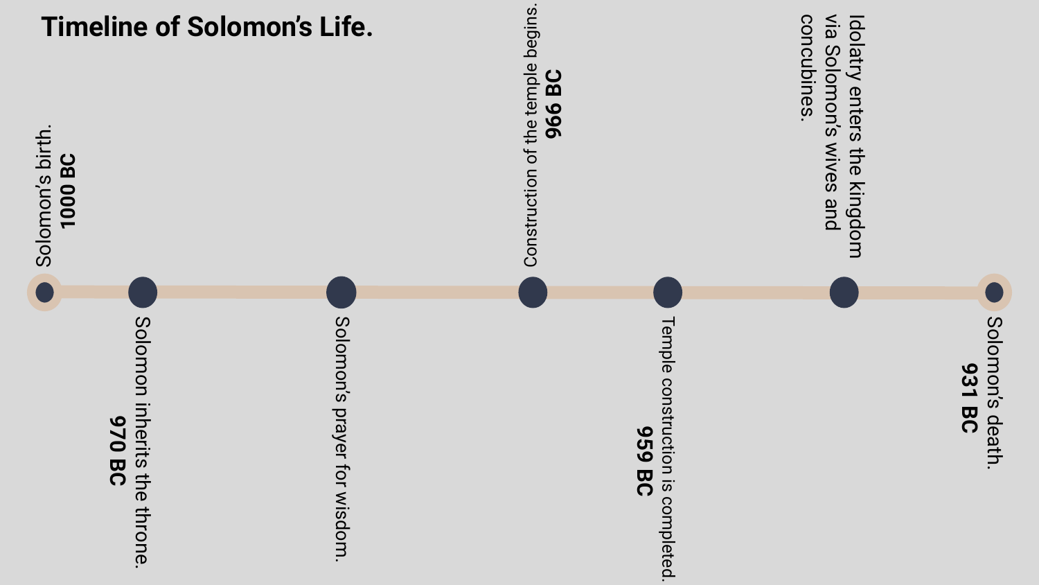# Timeline of Solomon's Life.

Solomon's birth.
**1000 BC**

Solomon inherits the throne.
**970 BC**

Solomon's prayer for wisdom.

Construction of the temple begins.
**966 BC**

Temple construction is completed.
**959 BC**

Idolatry enters the kingdom via Solomon's wives and concubines.

Solomon's death.
**931 BC**